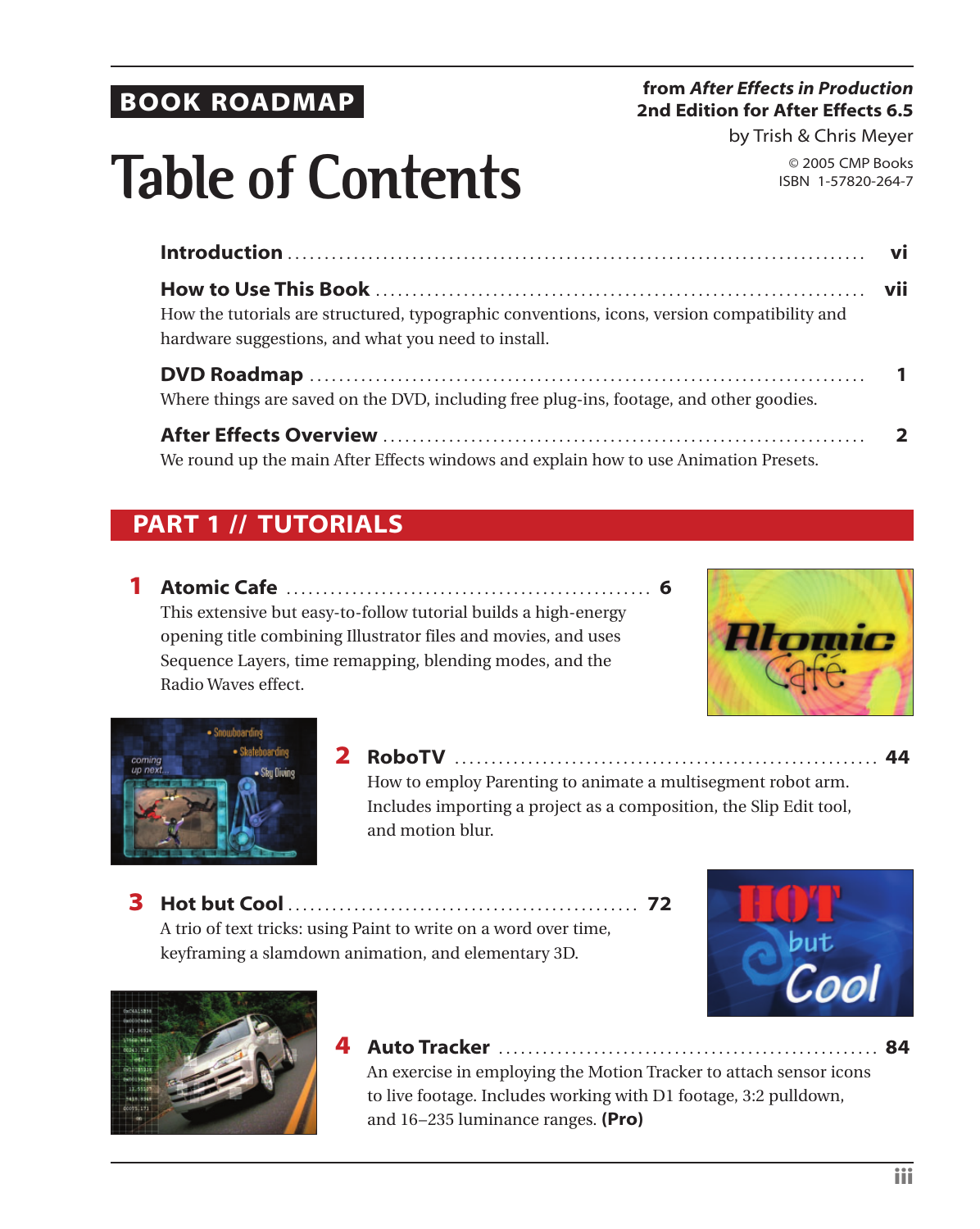**BOOK ROADMAP**

**from *After Effects in Production***
**2nd Edition for After Effects 6.5**
by Trish & Chris Meyer

© 2005 CMP Books
ISBN 1-57820-264-7

# Table of Contents

**Introduction** .......... **vi**

**How to Use This Book** .......... **vii**
How the tutorials are structured, typographic conventions, icons, version compatibility and hardware suggestions, and what you need to install.

**DVD Roadmap** .......... **1**
Where things are saved on the DVD, including free plug-ins, footage, and other goodies.

**After Effects Overview** .......... **2**
We round up the main After Effects windows and explain how to use Animation Presets.

## PART 1 // TUTORIALS

**1 Atomic Cafe** .......... **6**
This extensive but easy-to-follow tutorial builds a high-energy opening title combining Illustrator files and movies, and uses Sequence Layers, time remapping, blending modes, and the Radio Waves effect.

**2 RoboTV** .......... **44**
How to employ Parenting to animate a multisegment robot arm. Includes importing a project as a composition, the Slip Edit tool, and motion blur.

**3 Hot but Cool** .......... **72**
A trio of text tricks: using Paint to write on a word over time, keyframing a slamdown animation, and elementary 3D.

**4 Auto Tracker** .......... **84**
An exercise in employing the Motion Tracker to attach sensor icons to live footage. Includes working with D1 footage, 3:2 pulldown, and 16–235 luminance ranges. **(Pro)**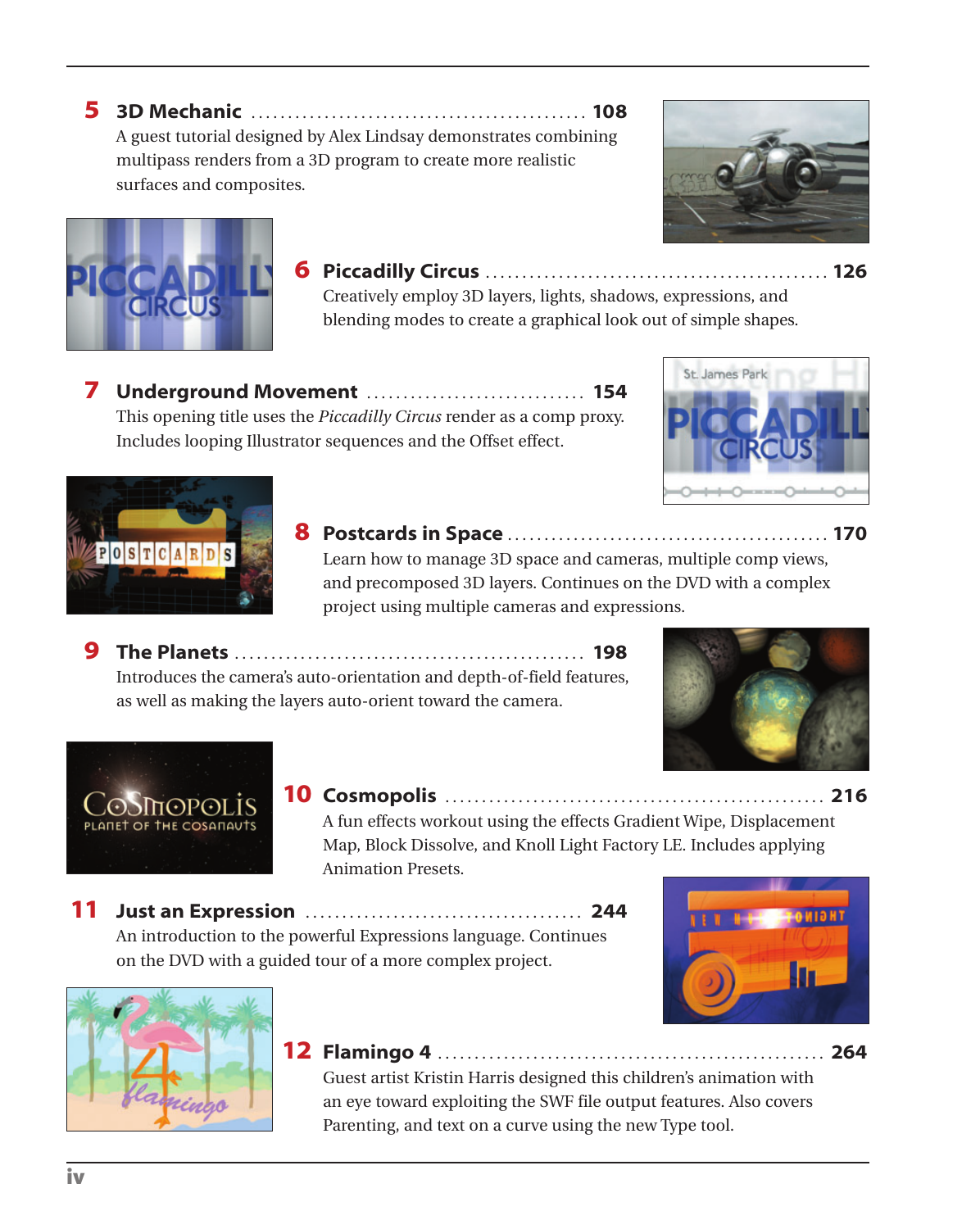**5 3D Mechanic** ............................................. **108**

A guest tutorial designed by Alex Lindsay demonstrates combining multipass renders from a 3D program to create more realistic surfaces and composites.

**6 Piccadilly Circus** ............................................. **126**

Creatively employ 3D layers, lights, shadows, expressions, and blending modes to create a graphical look out of simple shapes.

**7 Underground Movement** .............................. **154**

This opening title uses the *Piccadilly Circus* render as a comp proxy. Includes looping Illustrator sequences and the Offset effect.

**8 Postcards in Space** ........................................... **170**

Learn how to manage 3D space and cameras, multiple comp views, and precomposed 3D layers. Continues on the DVD with a complex project using multiple cameras and expressions.

**9 The Planets** ............................................... **198**

Introduces the camera's auto-orientation and depth-of-field features, as well as making the layers auto-orient toward the camera.

**10 Cosmopolis** .................................................. **216**

A fun effects workout using the effects Gradient Wipe, Displacement Map, Block Dissolve, and Knoll Light Factory LE. Includes applying Animation Presets.

**11 Just an Expression** ..................................... **244**

An introduction to the powerful Expressions language. Continues on the DVD with a guided tour of a more complex project.

**12 Flamingo 4** .................................................. **264**

Guest artist Kristin Harris designed this children's animation with an eye toward exploiting the SWF file output features. Also covers Parenting, and text on a curve using the new Type tool.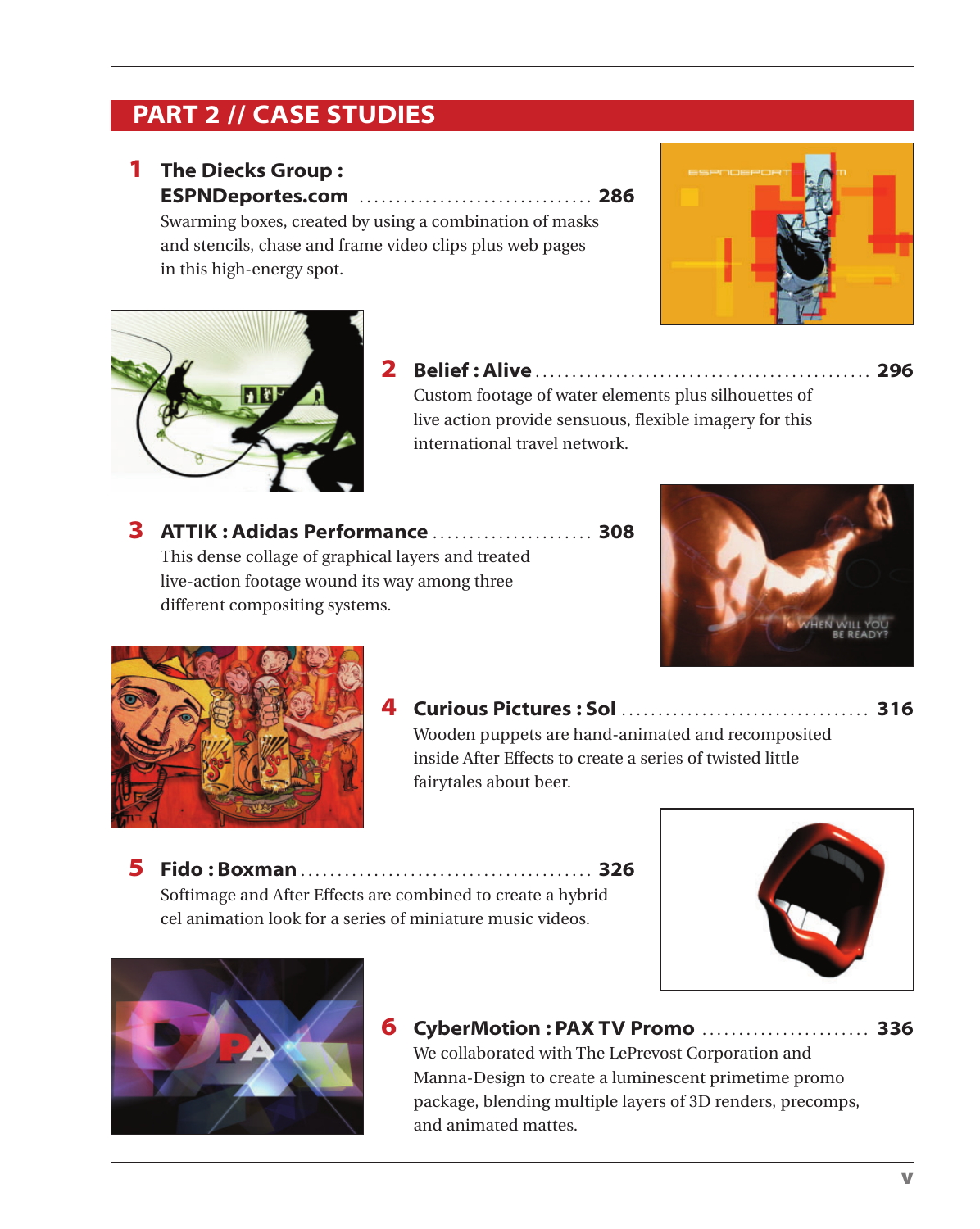## PART 2 // CASE STUDIES

**1 The Diecks Group : ESPNDeportes.com** ................................ **286**
Swarming boxes, created by using a combination of masks and stencils, chase and frame video clips plus web pages in this high-energy spot.

**2 Belief : Alive** ............................................. **296**
Custom footage of water elements plus silhouettes of live action provide sensuous, flexible imagery for this international travel network.

**3 ATTIK : Adidas Performance** ...................... **308**
This dense collage of graphical layers and treated live-action footage wound its way among three different compositing systems.

**4 Curious Pictures : Sol** ................................. **316**
Wooden puppets are hand-animated and recomposited inside After Effects to create a series of twisted little fairytales about beer.

**5 Fido : Boxman** ....................................... **326**
Softimage and After Effects are combined to create a hybrid cel animation look for a series of miniature music videos.

**6 CyberMotion : PAX TV Promo** ...................... **336**
We collaborated with The LePrevost Corporation and Manna-Design to create a luminescent primetime promo package, blending multiple layers of 3D renders, precomps, and animated mattes.